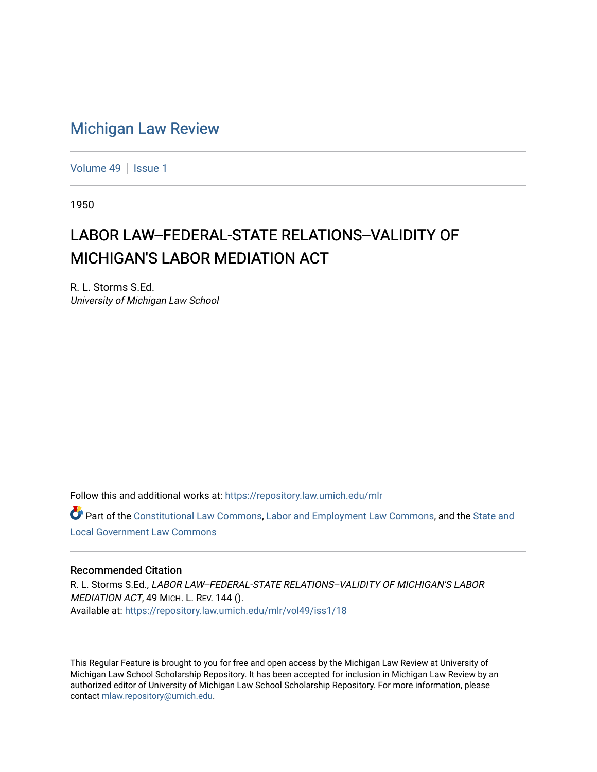# Michigan Law Review

Volume 49 | Issue 1

1950

## LABOR LAW--FEDERAL-STATE RELATIONS--VALIDITY OF MICHIGAN'S LABOR MEDIATION ACT

R. L. Storms S.Ed.
*University of Michigan Law School*

Follow this and additional works at: https://repository.law.umich.edu/mlr

Part of the Constitutional Law Commons, Labor and Employment Law Commons, and the State and Local Government Law Commons

### Recommended Citation

R. L. Storms S.Ed., *LABOR LAW--FEDERAL-STATE RELATIONS--VALIDITY OF MICHIGAN'S LABOR MEDIATION ACT*, 49 MICH. L. REV. 144 ().
Available at: https://repository.law.umich.edu/mlr/vol49/iss1/18

This Regular Feature is brought to you for free and open access by the Michigan Law Review at University of Michigan Law School Scholarship Repository. It has been accepted for inclusion in Michigan Law Review by an authorized editor of University of Michigan Law School Scholarship Repository. For more information, please contact mlaw.repository@umich.edu.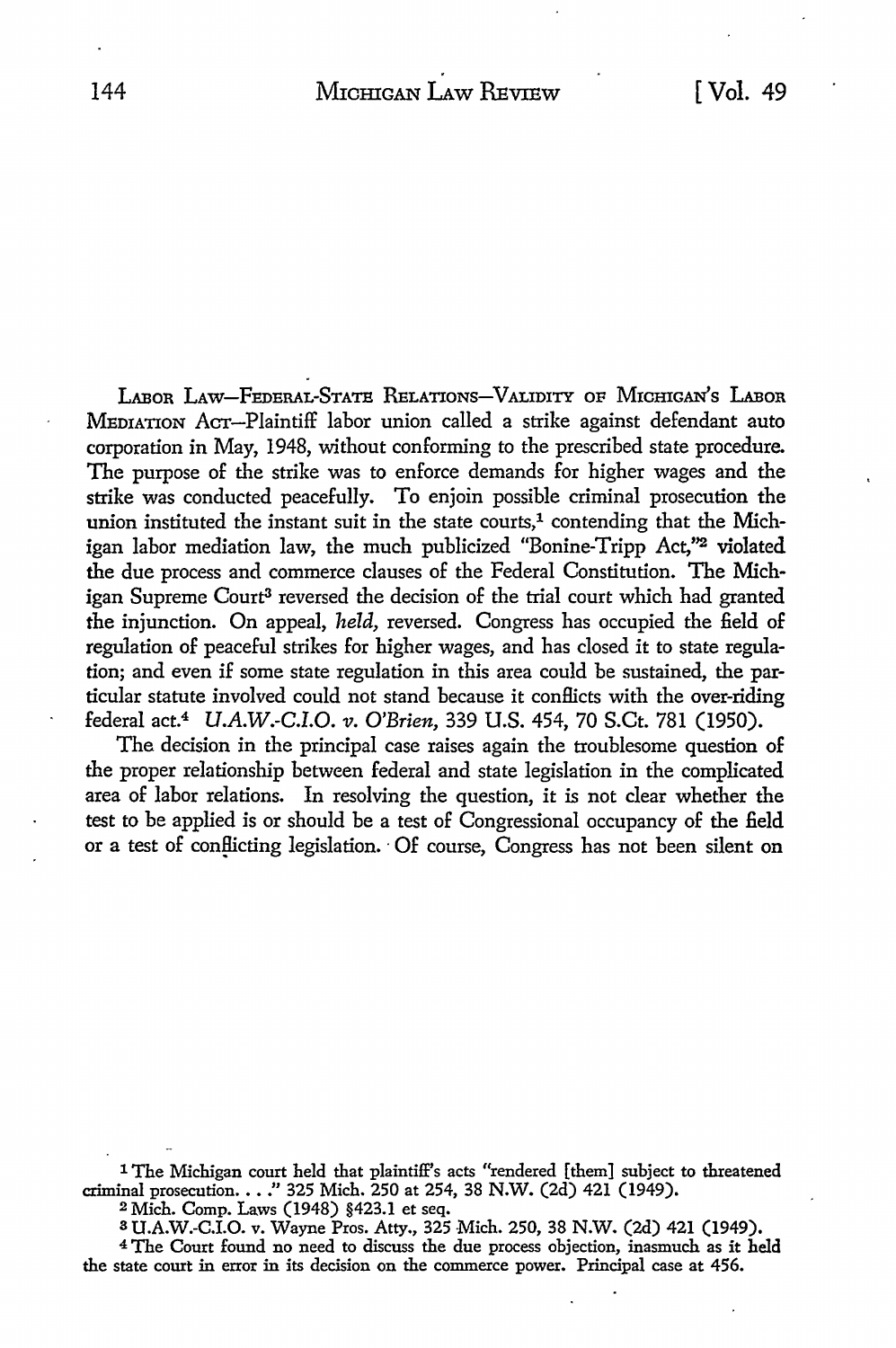LABOR LAW—FEDERAL-STATE RELATIONS—VALIDITY OF MICHIGAN'S LABOR MEDIATION ACT—Plaintiff labor union called a strike against defendant auto corporation in May, 1948, without conforming to the prescribed state procedure. The purpose of the strike was to enforce demands for higher wages and the strike was conducted peacefully. To enjoin possible criminal prosecution the union instituted the instant suit in the state courts,[1] contending that the Michigan labor mediation law, the much publicized "Bonine-Tripp Act,"[2] violated the due process and commerce clauses of the Federal Constitution. The Michigan Supreme Court[3] reversed the decision of the trial court which had granted the injunction. On appeal, *held*, reversed. Congress has occupied the field of regulation of peaceful strikes for higher wages, and has closed it to state regulation; and even if some state regulation in this area could be sustained, the particular statute involved could not stand because it conflicts with the over-riding federal act.[4] *U.A.W.-C.I.O. v. O'Brien*, 339 U.S. 454, 70 S.Ct. 781 (1950).

The decision in the principal case raises again the troublesome question of the proper relationship between federal and state legislation in the complicated area of labor relations. In resolving the question, it is not clear whether the test to be applied is or should be a test of Congressional occupancy of the field or a test of conflicting legislation. Of course, Congress has not been silent on

---

[1] The Michigan court held that plaintiff's acts "rendered [them] subject to threatened criminal prosecution. . . ." 325 Mich. 250 at 254, 38 N.W. (2d) 421 (1949).

[2] Mich. Comp. Laws (1948) §423.1 et seq.

[3] U.A.W.-C.I.O. v. Wayne Pros. Atty., 325 Mich. 250, 38 N.W. (2d) 421 (1949).

[4] The Court found no need to discuss the due process objection, inasmuch as it held the state court in error in its decision on the commerce power. Principal case at 456.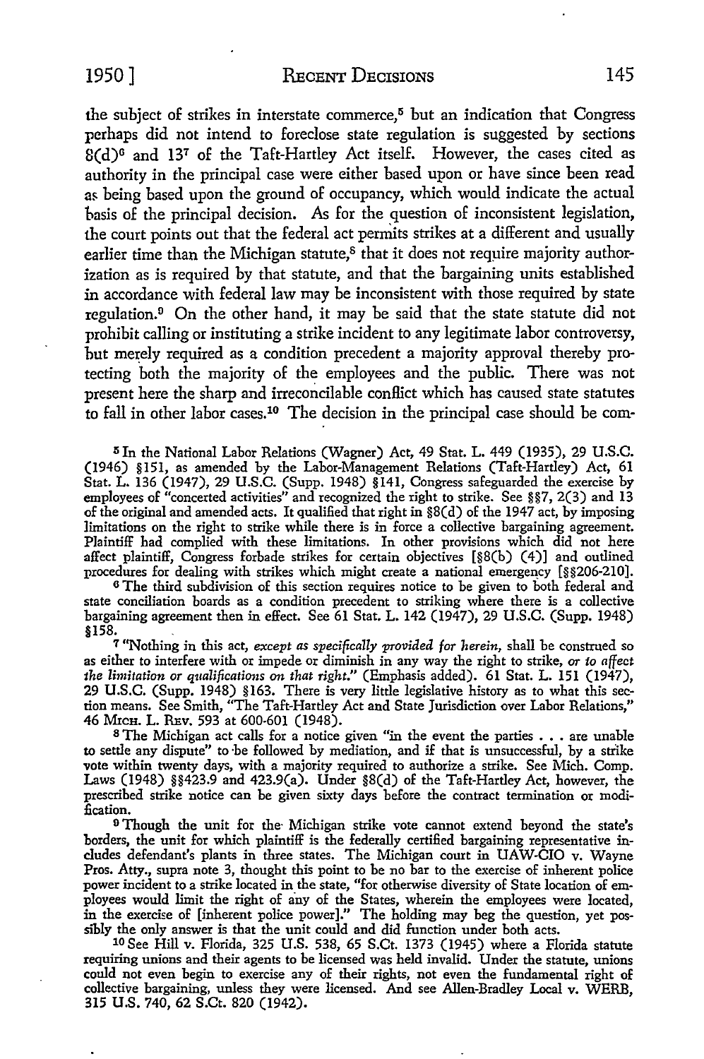the subject of strikes in interstate commerce,[5] but an indication that Congress perhaps did not intend to foreclose state regulation is suggested by sections 8(d)[6] and 13[7] of the Taft-Hartley Act itself. However, the cases cited as authority in the principal case were either based upon or have since been read as being based upon the ground of occupancy, which would indicate the actual basis of the principal decision. As for the question of inconsistent legislation, the court points out that the federal act permits strikes at a different and usually earlier time than the Michigan statute,[8] that it does not require majority authorization as is required by that statute, and that the bargaining units established in accordance with federal law may be inconsistent with those required by state regulation.[9] On the other hand, it may be said that the state statute did not prohibit calling or instituting a strike incident to any legitimate labor controversy, but merely required as a condition precedent a majority approval thereby protecting both the majority of the employees and the public. There was not present here the sharp and irreconcilable conflict which has caused state statutes to fall in other labor cases.[10] The decision in the principal case should be com-

[5] In the National Labor Relations (Wagner) Act, 49 Stat. L. 449 (1935), 29 U.S.C. (1946) §151, as amended by the Labor-Management Relations (Taft-Hartley) Act, 61 Stat. L. 136 (1947), 29 U.S.C. (Supp. 1948) §141, Congress safeguarded the exercise by employees of "concerted activities" and recognized the right to strike. See §§7, 2(3) and 13 of the original and amended acts. It qualified that right in §8(d) of the 1947 act, by imposing limitations on the right to strike while there is in force a collective bargaining agreement. Plaintiff had complied with these limitations. In other provisions which did not here affect plaintiff, Congress forbade strikes for certain objectives [§8(b) (4)] and outlined procedures for dealing with strikes which might create a national emergency [§§206-210].

[6] The third subdivision of this section requires notice to be given to both federal and state conciliation boards as a condition precedent to striking where there is a collective bargaining agreement then in effect. See 61 Stat. L. 142 (1947), 29 U.S.C. (Supp. 1948) §158.

[7] "Nothing in this act, *except as specifically provided for herein*, shall be construed so as either to interfere with or impede or diminish in any way the right to strike, *or to affect the limitation or qualifications on that right*." (Emphasis added). 61 Stat. L. 151 (1947), 29 U.S.C. (Supp. 1948) §163. There is very little legislative history as to what this section means. See Smith, "The Taft-Hartley Act and State Jurisdiction over Labor Relations," 46 MICH. L. REV. 593 at 600-601 (1948).

[8] The Michigan act calls for a notice given "in the event the parties . . . are unable to settle any dispute" to be followed by mediation, and if that is unsuccessful, by a strike vote within twenty days, with a majority required to authorize a strike. See Mich. Comp. Laws (1948) §§423.9 and 423.9(a). Under §8(d) of the Taft-Hartley Act, however, the prescribed strike notice can be given sixty days before the contract termination or modification.

[9] Though the unit for the Michigan strike vote cannot extend beyond the state's borders, the unit for which plaintiff is the federally certified bargaining representative includes defendant's plants in three states. The Michigan court in UAW-CIO v. Wayne Pros. Atty., supra note 3, thought this point to be no bar to the exercise of inherent police power incident to a strike located in the state, "for otherwise diversity of State location of employees would limit the right of any of the States, wherein the employees were located, in the exercise of [inherent police power]." The holding may beg the question, yet possibly the only answer is that the unit could and did function under both acts.

[10] See Hill v. Florida, 325 U.S. 538, 65 S.Ct. 1373 (1945) where a Florida statute requiring unions and their agents to be licensed was held invalid. Under the statute, unions could not even begin to exercise any of their rights, not even the fundamental right of collective bargaining, unless they were licensed. And see Allen-Bradley Local v. WERB, 315 U.S. 740, 62 S.Ct. 820 (1942).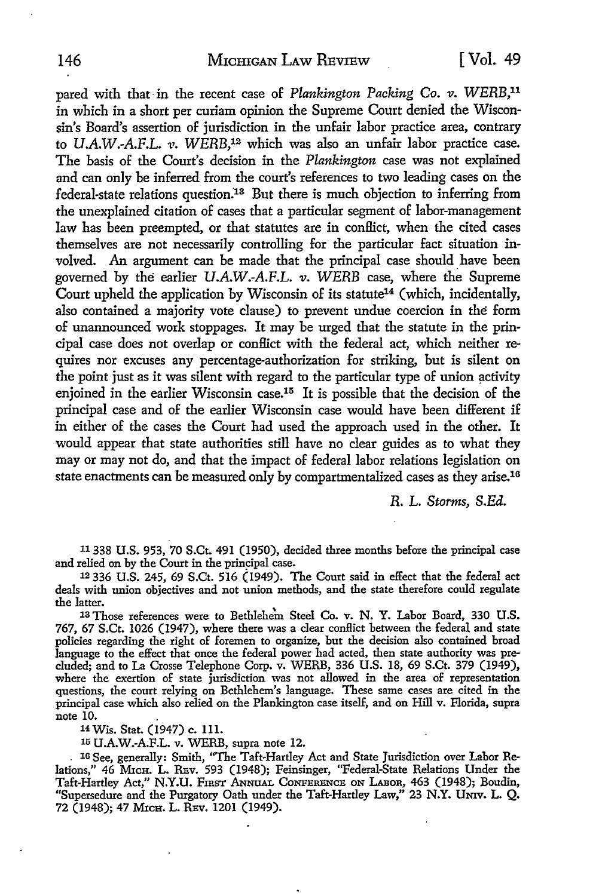pared with that in the recent case of *Plankington Packing Co. v. WERB*,[11] in which in a short per curiam opinion the Supreme Court denied the Wisconsin's Board's assertion of jurisdiction in the unfair labor practice area, contrary to *U.A.W.-A.F.L. v. WERB*,[12] which was also an unfair labor practice case. The basis of the Court's decision in the *Plankington* case was not explained and can only be inferred from the court's references to two leading cases on the federal-state relations question.[13] But there is much objection to inferring from the unexplained citation of cases that a particular segment of labor-management law has been preempted, or that statutes are in conflict, when the cited cases themselves are not necessarily controlling for the particular fact situation involved. An argument can be made that the principal case should have been governed by the earlier *U.A.W.-A.F.L. v. WERB* case, where the Supreme Court upheld the application by Wisconsin of its statute[14] (which, incidentally, also contained a majority vote clause) to prevent undue coercion in the form of unannounced work stoppages. It may be urged that the statute in the principal case does not overlap or conflict with the federal act, which neither requires nor excuses any percentage-authorization for striking, but is silent on the point just as it was silent with regard to the particular type of union activity enjoined in the earlier Wisconsin case.[15] It is possible that the decision of the principal case and of the earlier Wisconsin case would have been different if in either of the cases the Court had used the approach used in the other. It would appear that state authorities still have no clear guides as to what they may or may not do, and that the impact of federal labor relations legislation on state enactments can be measured only by compartmentalized cases as they arise.[16]

*R. L. Storms, S.Ed.*

---

[11] 338 U.S. 953, 70 S.Ct. 491 (1950), decided three months before the principal case and relied on by the Court in the principal case.

[12] 336 U.S. 245, 69 S.Ct. 516 (1949). The Court said in effect that the federal act deals with union objectives and not union methods, and the state therefore could regulate the latter.

[13] Those references were to Bethlehem Steel Co. v. N. Y. Labor Board, 330 U.S. 767, 67 S.Ct. 1026 (1947), where there was a clear conflict between the federal and state policies regarding the right of foremen to organize, but the decision also contained broad language to the effect that once the federal power had acted, then state authority was precluded; and to La Crosse Telephone Corp. v. WERB, 336 U.S. 18, 69 S.Ct. 379 (1949), where the exertion of state jurisdiction was not allowed in the area of representation questions, the court relying on Bethlehem's language. These same cases are cited in the principal case which also relied on the Plankington case itself, and on Hill v. Florida, supra note 10.

[14] Wis. Stat. (1947) c. 111.

[15] U.A.W.-A.F.L. v. WERB, supra note 12.

[16] See, generally: Smith, "The Taft-Hartley Act and State Jurisdiction over Labor Relations," 46 MICH. L. REV. 593 (1948); Feinsinger, "Federal-State Relations Under the Taft-Hartley Act," N.Y.U. FIRST ANNUAL CONFERENCE ON LABOR, 463 (1948); Boudin, "Supersedure and the Purgatory Oath under the Taft-Hartley Law," 23 N.Y. UNIV. L. Q. 72 (1948); 47 MICH. L. REV. 1201 (1949).